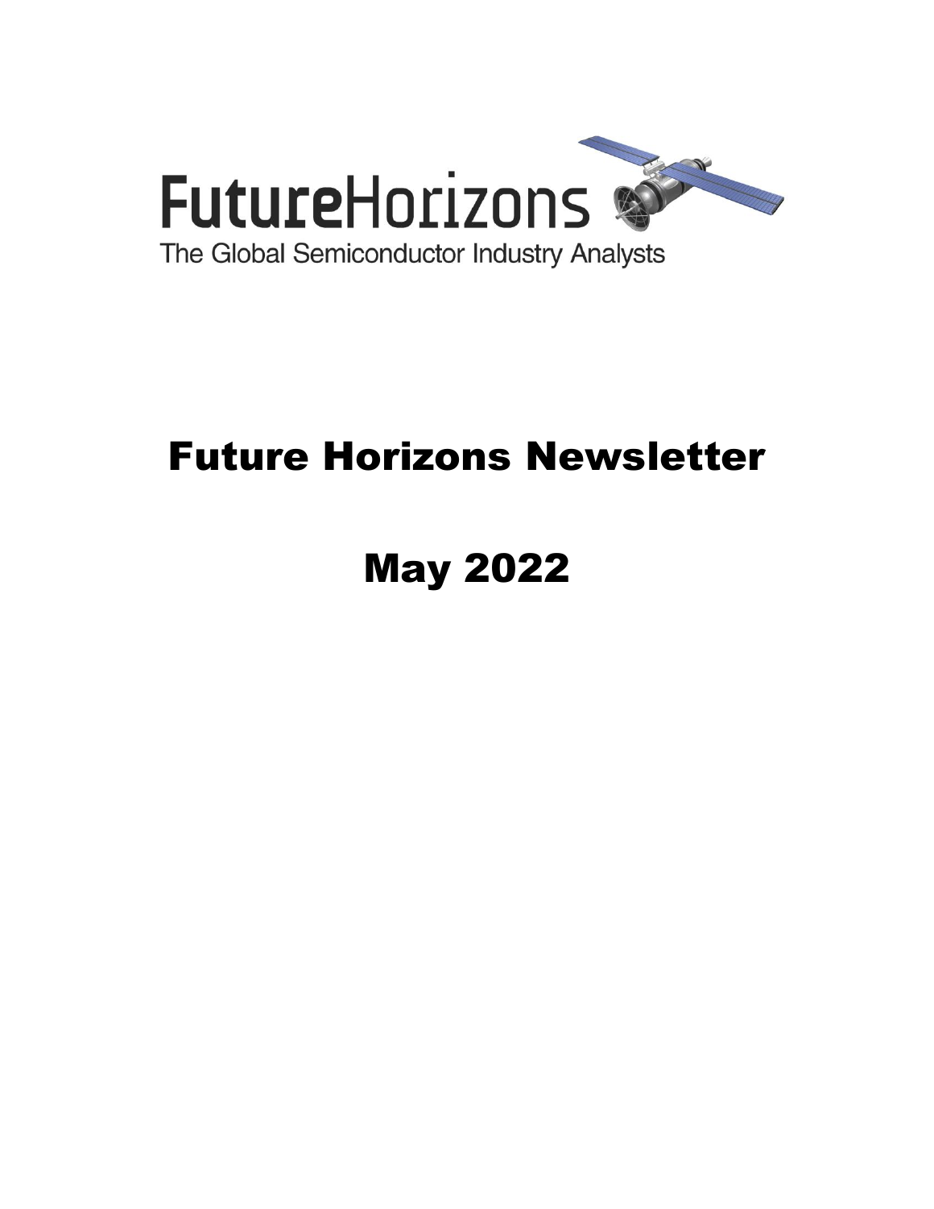FutureHorizons

The Global Semiconductor Industry Analysts

# Future Horizons Newsletter

# May 2022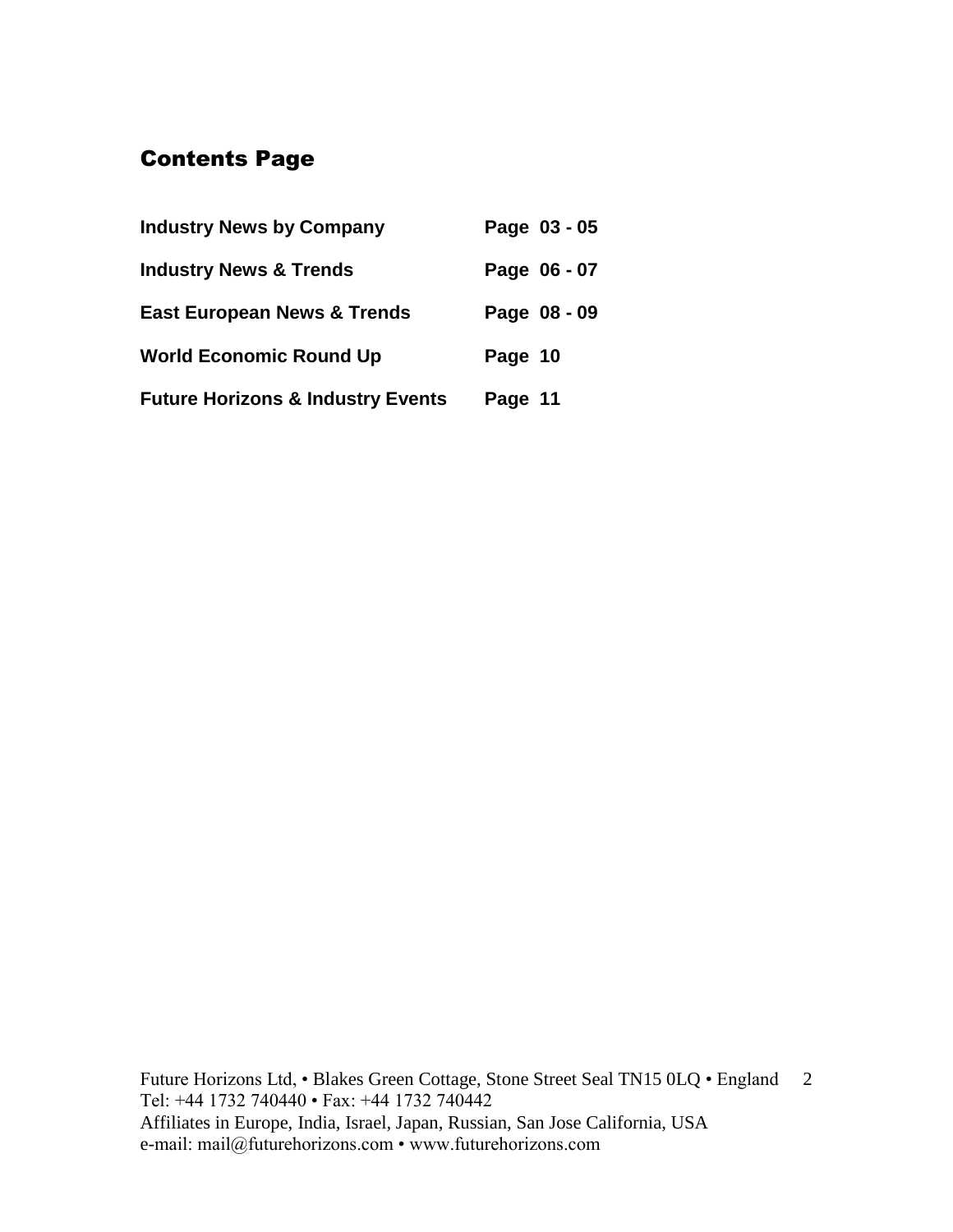## Contents Page

| | |
|---|---|
| **Industry News by Company** | **Page 03 - 05** |
| **Industry News & Trends** | **Page 06 - 07** |
| **East European News & Trends** | **Page 08 - 09** |
| **World Economic Round Up** | **Page 10** |
| **Future Horizons & Industry Events** | **Page 11** |

Future Horizons Ltd, • Blakes Green Cottage, Stone Street Seal TN15 0LQ • England
Tel: +44 1732 740440 • Fax: +44 1732 740442
Affiliates in Europe, India, Israel, Japan, Russian, San Jose California, USA
e-mail: mail@futurehorizons.com • www.futurehorizons.com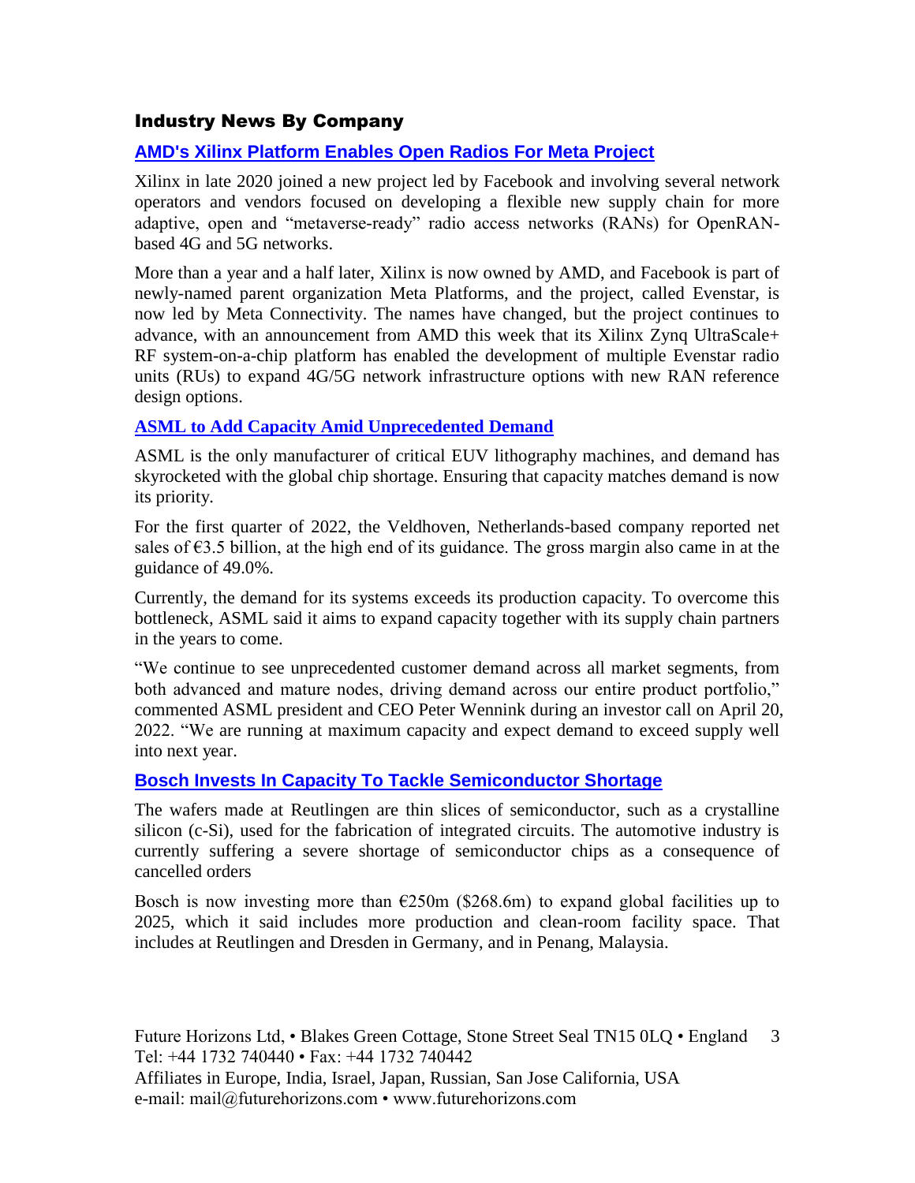## Industry News By Company

### AMD's Xilinx Platform Enables Open Radios For Meta Project

Xilinx in late 2020 joined a new project led by Facebook and involving several network operators and vendors focused on developing a flexible new supply chain for more adaptive, open and "metaverse-ready" radio access networks (RANs) for OpenRAN-based 4G and 5G networks.

More than a year and a half later, Xilinx is now owned by AMD, and Facebook is part of newly-named parent organization Meta Platforms, and the project, called Evenstar, is now led by Meta Connectivity. The names have changed, but the project continues to advance, with an announcement from AMD this week that its Xilinx Zynq UltraScale+ RF system-on-a-chip platform has enabled the development of multiple Evenstar radio units (RUs) to expand 4G/5G network infrastructure options with new RAN reference design options.

### ASML to Add Capacity Amid Unprecedented Demand

ASML is the only manufacturer of critical EUV lithography machines, and demand has skyrocketed with the global chip shortage. Ensuring that capacity matches demand is now its priority.

For the first quarter of 2022, the Veldhoven, Netherlands-based company reported net sales of €3.5 billion, at the high end of its guidance. The gross margin also came in at the guidance of 49.0%.

Currently, the demand for its systems exceeds its production capacity. To overcome this bottleneck, ASML said it aims to expand capacity together with its supply chain partners in the years to come.

"We continue to see unprecedented customer demand across all market segments, from both advanced and mature nodes, driving demand across our entire product portfolio," commented ASML president and CEO Peter Wennink during an investor call on April 20, 2022. "We are running at maximum capacity and expect demand to exceed supply well into next year.

### Bosch Invests In Capacity To Tackle Semiconductor Shortage

The wafers made at Reutlingen are thin slices of semiconductor, such as a crystalline silicon (c-Si), used for the fabrication of integrated circuits. The automotive industry is currently suffering a severe shortage of semiconductor chips as a consequence of cancelled orders

Bosch is now investing more than €250m ($268.6m) to expand global facilities up to 2025, which it said includes more production and clean-room facility space. That includes at Reutlingen and Dresden in Germany, and in Penang, Malaysia.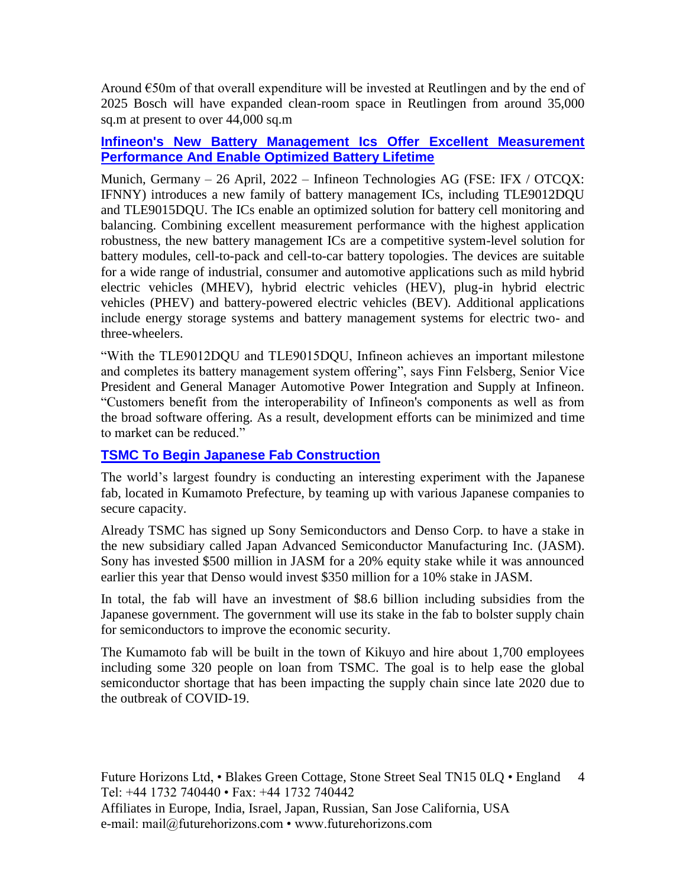Around €50m of that overall expenditure will be invested at Reutlingen and by the end of 2025 Bosch will have expanded clean-room space in Reutlingen from around 35,000 sq.m at present to over 44,000 sq.m

### Infineon's New Battery Management Ics Offer Excellent Measurement Performance And Enable Optimized Battery Lifetime

Munich, Germany – 26 April, 2022 – Infineon Technologies AG (FSE: IFX / OTCQX: IFNNY) introduces a new family of battery management ICs, including TLE9012DQU and TLE9015DQU. The ICs enable an optimized solution for battery cell monitoring and balancing. Combining excellent measurement performance with the highest application robustness, the new battery management ICs are a competitive system-level solution for battery modules, cell-to-pack and cell-to-car battery topologies. The devices are suitable for a wide range of industrial, consumer and automotive applications such as mild hybrid electric vehicles (MHEV), hybrid electric vehicles (HEV), plug-in hybrid electric vehicles (PHEV) and battery-powered electric vehicles (BEV). Additional applications include energy storage systems and battery management systems for electric two- and three-wheelers.

"With the TLE9012DQU and TLE9015DQU, Infineon achieves an important milestone and completes its battery management system offering", says Finn Felsberg, Senior Vice President and General Manager Automotive Power Integration and Supply at Infineon. "Customers benefit from the interoperability of Infineon's components as well as from the broad software offering. As a result, development efforts can be minimized and time to market can be reduced."

### TSMC To Begin Japanese Fab Construction

The world's largest foundry is conducting an interesting experiment with the Japanese fab, located in Kumamoto Prefecture, by teaming up with various Japanese companies to secure capacity.

Already TSMC has signed up Sony Semiconductors and Denso Corp. to have a stake in the new subsidiary called Japan Advanced Semiconductor Manufacturing Inc. (JASM). Sony has invested $500 million in JASM for a 20% equity stake while it was announced earlier this year that Denso would invest $350 million for a 10% stake in JASM.

In total, the fab will have an investment of $8.6 billion including subsidies from the Japanese government. The government will use its stake in the fab to bolster supply chain for semiconductors to improve the economic security.

The Kumamoto fab will be built in the town of Kikuyo and hire about 1,700 employees including some 320 people on loan from TSMC. The goal is to help ease the global semiconductor shortage that has been impacting the supply chain since late 2020 due to the outbreak of COVID-19.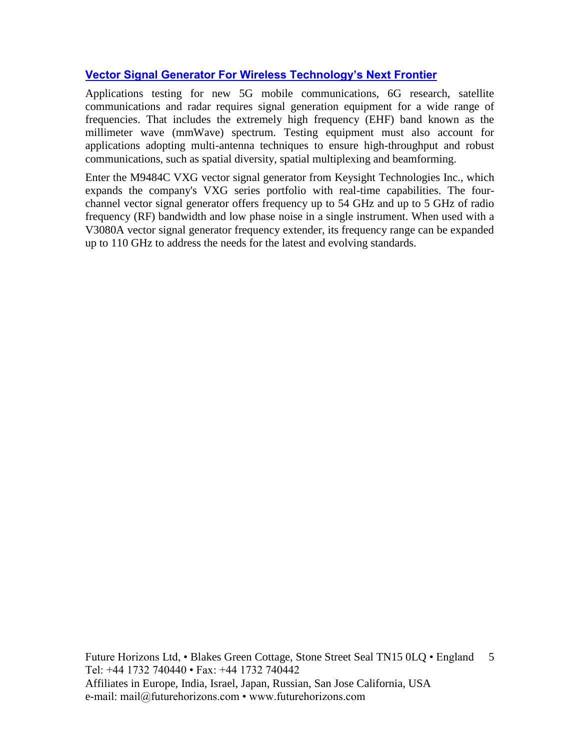## Vector Signal Generator For Wireless Technology's Next Frontier

Applications testing for new 5G mobile communications, 6G research, satellite communications and radar requires signal generation equipment for a wide range of frequencies. That includes the extremely high frequency (EHF) band known as the millimeter wave (mmWave) spectrum. Testing equipment must also account for applications adopting multi-antenna techniques to ensure high-throughput and robust communications, such as spatial diversity, spatial multiplexing and beamforming.

Enter the M9484C VXG vector signal generator from Keysight Technologies Inc., which expands the company's VXG series portfolio with real-time capabilities. The four-channel vector signal generator offers frequency up to 54 GHz and up to 5 GHz of radio frequency (RF) bandwidth and low phase noise in a single instrument. When used with a V3080A vector signal generator frequency extender, its frequency range can be expanded up to 110 GHz to address the needs for the latest and evolving standards.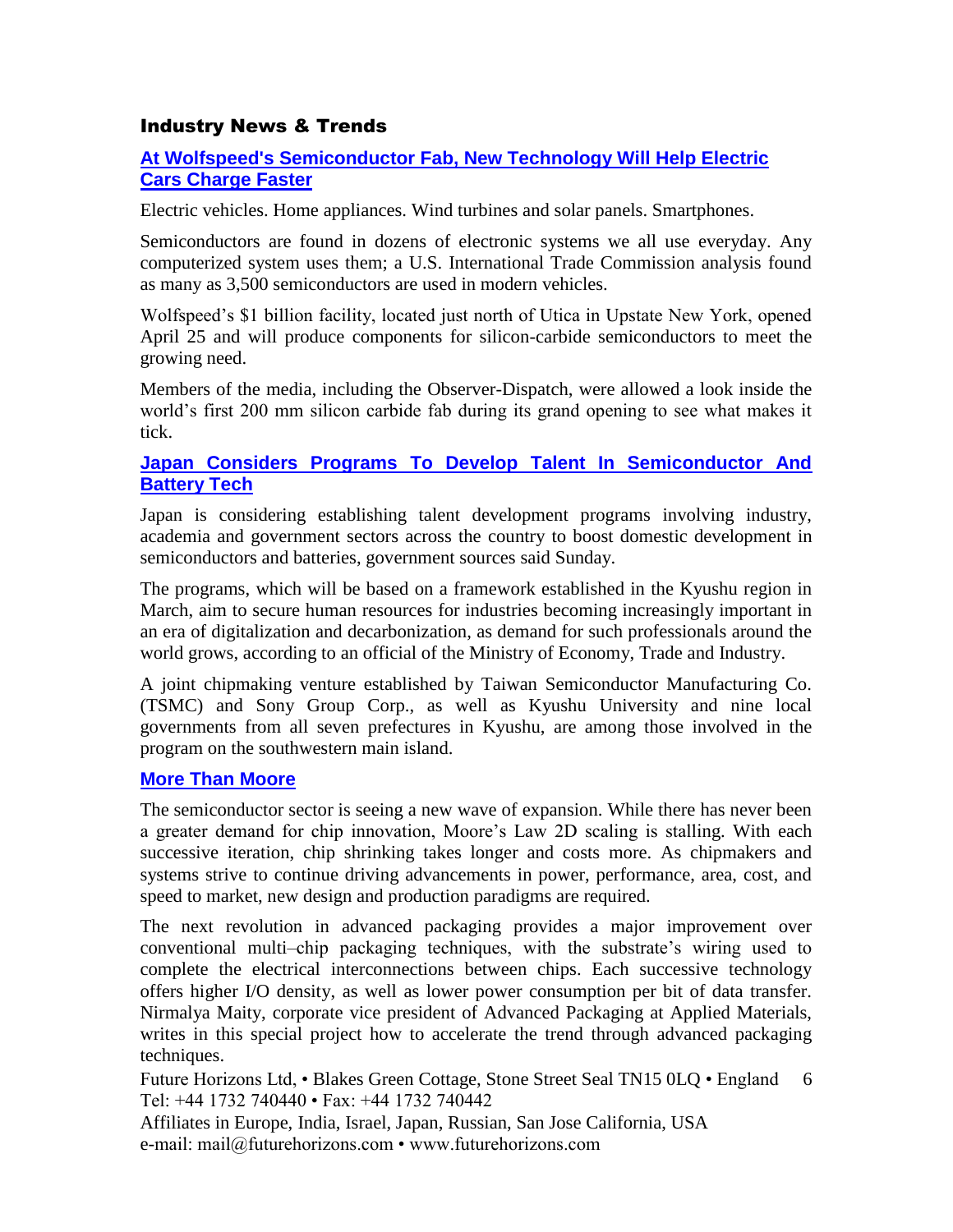## Industry News & Trends

### [At Wolfspeed's Semiconductor Fab, New Technology Will Help Electric Cars Charge Faster]

Electric vehicles. Home appliances. Wind turbines and solar panels. Smartphones.

Semiconductors are found in dozens of electronic systems we all use everyday. Any computerized system uses them; a U.S. International Trade Commission analysis found as many as 3,500 semiconductors are used in modern vehicles.

Wolfspeed's $1 billion facility, located just north of Utica in Upstate New York, opened April 25 and will produce components for silicon-carbide semiconductors to meet the growing need.

Members of the media, including the Observer-Dispatch, were allowed a look inside the world's first 200 mm silicon carbide fab during its grand opening to see what makes it tick.

### [Japan Considers Programs To Develop Talent In Semiconductor And Battery Tech]

Japan is considering establishing talent development programs involving industry, academia and government sectors across the country to boost domestic development in semiconductors and batteries, government sources said Sunday.

The programs, which will be based on a framework established in the Kyushu region in March, aim to secure human resources for industries becoming increasingly important in an era of digitalization and decarbonization, as demand for such professionals around the world grows, according to an official of the Ministry of Economy, Trade and Industry.

A joint chipmaking venture established by Taiwan Semiconductor Manufacturing Co. (TSMC) and Sony Group Corp., as well as Kyushu University and nine local governments from all seven prefectures in Kyushu, are among those involved in the program on the southwestern main island.

### [More Than Moore]

The semiconductor sector is seeing a new wave of expansion. While there has never been a greater demand for chip innovation, Moore's Law 2D scaling is stalling. With each successive iteration, chip shrinking takes longer and costs more. As chipmakers and systems strive to continue driving advancements in power, performance, area, cost, and speed to market, new design and production paradigms are required.

The next revolution in advanced packaging provides a major improvement over conventional multi–chip packaging techniques, with the substrate's wiring used to complete the electrical interconnections between chips. Each successive technology offers higher I/O density, as well as lower power consumption per bit of data transfer. Nirmalya Maity, corporate vice president of Advanced Packaging at Applied Materials, writes in this special project how to accelerate the trend through advanced packaging techniques.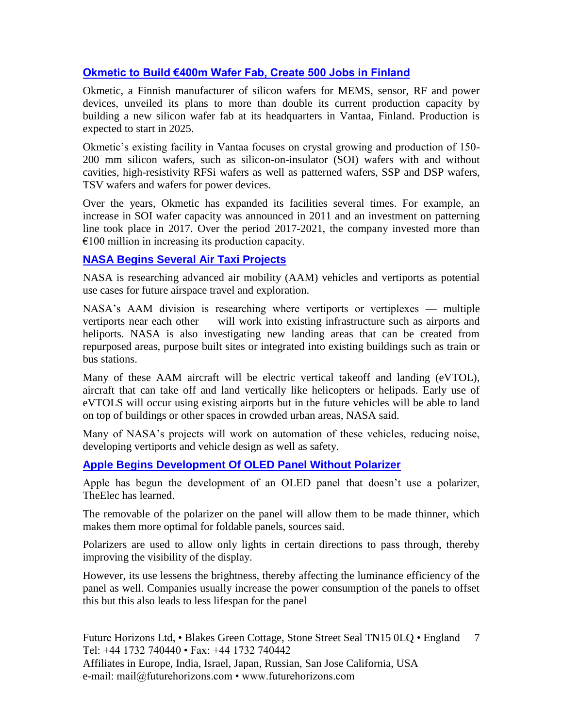## Okmetic to Build €400m Wafer Fab, Create 500 Jobs in Finland

Okmetic, a Finnish manufacturer of silicon wafers for MEMS, sensor, RF and power devices, unveiled its plans to more than double its current production capacity by building a new silicon wafer fab at its headquarters in Vantaa, Finland. Production is expected to start in 2025.

Okmetic's existing facility in Vantaa focuses on crystal growing and production of 150-200 mm silicon wafers, such as silicon-on-insulator (SOI) wafers with and without cavities, high-resistivity RFSi wafers as well as patterned wafers, SSP and DSP wafers, TSV wafers and wafers for power devices.

Over the years, Okmetic has expanded its facilities several times. For example, an increase in SOI wafer capacity was announced in 2011 and an investment on patterning line took place in 2017. Over the period 2017-2021, the company invested more than €100 million in increasing its production capacity.

## NASA Begins Several Air Taxi Projects

NASA is researching advanced air mobility (AAM) vehicles and vertiports as potential use cases for future airspace travel and exploration.

NASA's AAM division is researching where vertiports or vertiplexes — multiple vertiports near each other — will work into existing infrastructure such as airports and heliports. NASA is also investigating new landing areas that can be created from repurposed areas, purpose built sites or integrated into existing buildings such as train or bus stations.

Many of these AAM aircraft will be electric vertical takeoff and landing (eVTOL), aircraft that can take off and land vertically like helicopters or helipads. Early use of eVTOLS will occur using existing airports but in the future vehicles will be able to land on top of buildings or other spaces in crowded urban areas, NASA said.

Many of NASA's projects will work on automation of these vehicles, reducing noise, developing vertiports and vehicle design as well as safety.

## Apple Begins Development Of OLED Panel Without Polarizer

Apple has begun the development of an OLED panel that doesn't use a polarizer, TheElec has learned.

The removable of the polarizer on the panel will allow them to be made thinner, which makes them more optimal for foldable panels, sources said.

Polarizers are used to allow only lights in certain directions to pass through, thereby improving the visibility of the display.

However, its use lessens the brightness, thereby affecting the luminance efficiency of the panel as well. Companies usually increase the power consumption of the panels to offset this but this also leads to less lifespan for the panel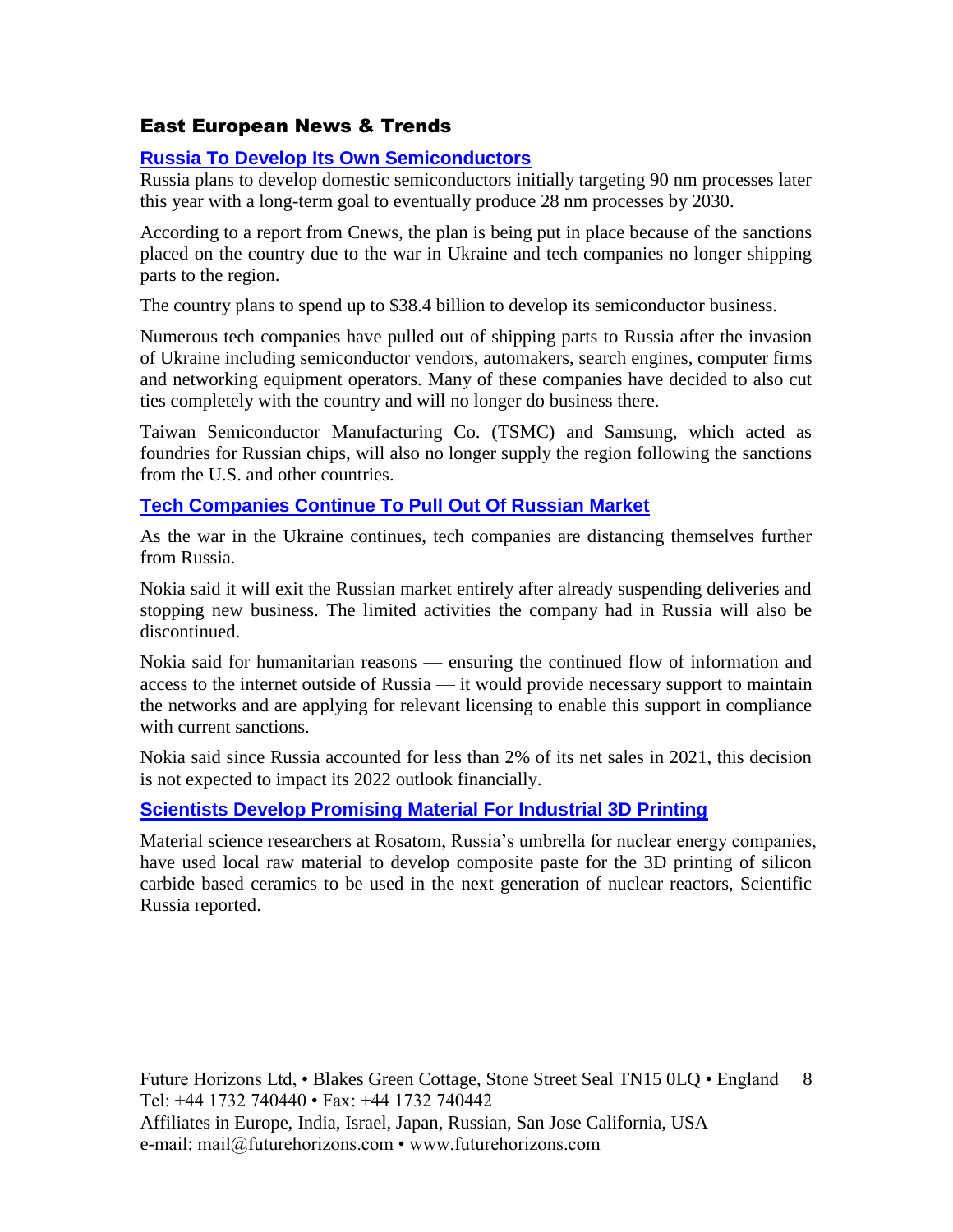## East European News & Trends

### Russia To Develop Its Own Semiconductors

Russia plans to develop domestic semiconductors initially targeting 90 nm processes later this year with a long-term goal to eventually produce 28 nm processes by 2030.

According to a report from Cnews, the plan is being put in place because of the sanctions placed on the country due to the war in Ukraine and tech companies no longer shipping parts to the region.

The country plans to spend up to $38.4 billion to develop its semiconductor business.

Numerous tech companies have pulled out of shipping parts to Russia after the invasion of Ukraine including semiconductor vendors, automakers, search engines, computer firms and networking equipment operators. Many of these companies have decided to also cut ties completely with the country and will no longer do business there.

Taiwan Semiconductor Manufacturing Co. (TSMC) and Samsung, which acted as foundries for Russian chips, will also no longer supply the region following the sanctions from the U.S. and other countries.

### Tech Companies Continue To Pull Out Of Russian Market

As the war in the Ukraine continues, tech companies are distancing themselves further from Russia.

Nokia said it will exit the Russian market entirely after already suspending deliveries and stopping new business. The limited activities the company had in Russia will also be discontinued.

Nokia said for humanitarian reasons — ensuring the continued flow of information and access to the internet outside of Russia — it would provide necessary support to maintain the networks and are applying for relevant licensing to enable this support in compliance with current sanctions.

Nokia said since Russia accounted for less than 2% of its net sales in 2021, this decision is not expected to impact its 2022 outlook financially.

### Scientists Develop Promising Material For Industrial 3D Printing

Material science researchers at Rosatom, Russia's umbrella for nuclear energy companies, have used local raw material to develop composite paste for the 3D printing of silicon carbide based ceramics to be used in the next generation of nuclear reactors, Scientific Russia reported.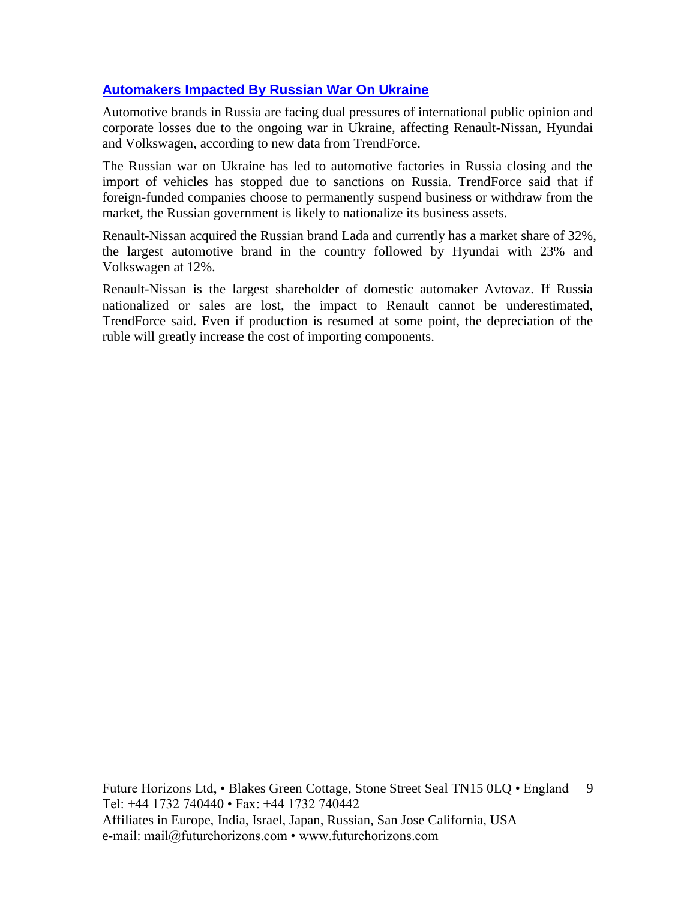## Automakers Impacted By Russian War On Ukraine

Automotive brands in Russia are facing dual pressures of international public opinion and corporate losses due to the ongoing war in Ukraine, affecting Renault-Nissan, Hyundai and Volkswagen, according to new data from TrendForce.

The Russian war on Ukraine has led to automotive factories in Russia closing and the import of vehicles has stopped due to sanctions on Russia. TrendForce said that if foreign-funded companies choose to permanently suspend business or withdraw from the market, the Russian government is likely to nationalize its business assets.

Renault-Nissan acquired the Russian brand Lada and currently has a market share of 32%, the largest automotive brand in the country followed by Hyundai with 23% and Volkswagen at 12%.

Renault-Nissan is the largest shareholder of domestic automaker Avtovaz. If Russia nationalized or sales are lost, the impact to Renault cannot be underestimated, TrendForce said. Even if production is resumed at some point, the depreciation of the ruble will greatly increase the cost of importing components.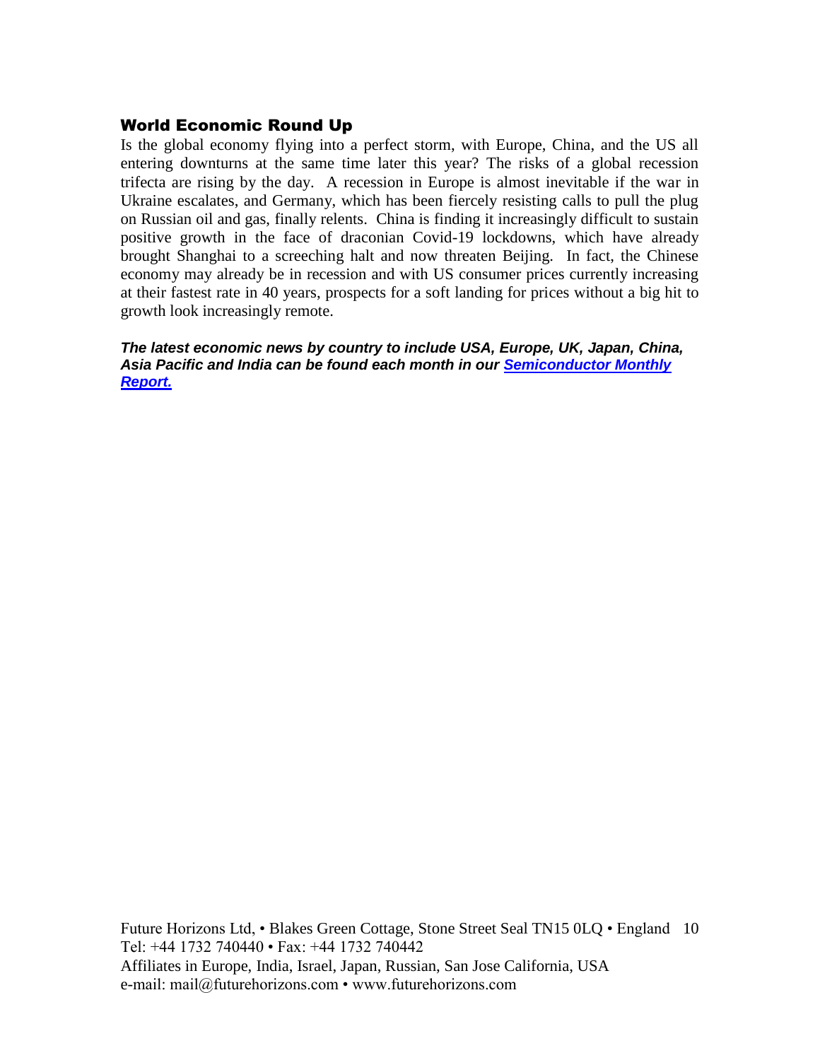## World Economic Round Up

Is the global economy flying into a perfect storm, with Europe, China, and the US all entering downturns at the same time later this year? The risks of a global recession trifecta are rising by the day. A recession in Europe is almost inevitable if the war in Ukraine escalates, and Germany, which has been fiercely resisting calls to pull the plug on Russian oil and gas, finally relents. China is finding it increasingly difficult to sustain positive growth in the face of draconian Covid-19 lockdowns, which have already brought Shanghai to a screeching halt and now threaten Beijing. In fact, the Chinese economy may already be in recession and with US consumer prices currently increasing at their fastest rate in 40 years, prospects for a soft landing for prices without a big hit to growth look increasingly remote.

***The latest economic news by country to include USA, Europe, UK, Japan, China, Asia Pacific and India can be found each month in our Semiconductor Monthly Report.***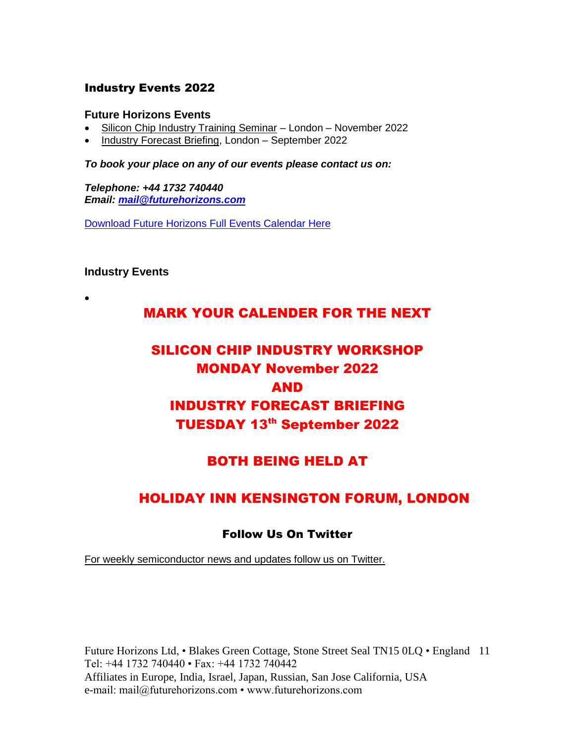## Industry Events 2022

### Future Horizons Events

- Silicon Chip Industry Training Seminar – London – November 2022
- Industry Forecast Briefing, London – September 2022

***To book your place on any of our events please contact us on:***

***Telephone: +44 1732 740440***
***Email: mail@futurehorizons.com***

Download Future Horizons Full Events Calendar Here

### Industry Events

- 

**MARK YOUR CALENDER FOR THE NEXT**

**SILICON CHIP INDUSTRY WORKSHOP**
**MONDAY November 2022**
**AND**
**INDUSTRY FORECAST BRIEFING**
**TUESDAY 13th September 2022**

**BOTH BEING HELD AT**

**HOLIDAY INN KENSINGTON FORUM, LONDON**

**Follow Us On Twitter**

For weekly semiconductor news and updates follow us on Twitter.

Future Horizons Ltd, • Blakes Green Cottage, Stone Street Seal TN15 0LQ • England
Tel: +44 1732 740440 • Fax: +44 1732 740442
Affiliates in Europe, India, Israel, Japan, Russian, San Jose California, USA
e-mail: mail@futurehorizons.com • www.futurehorizons.com